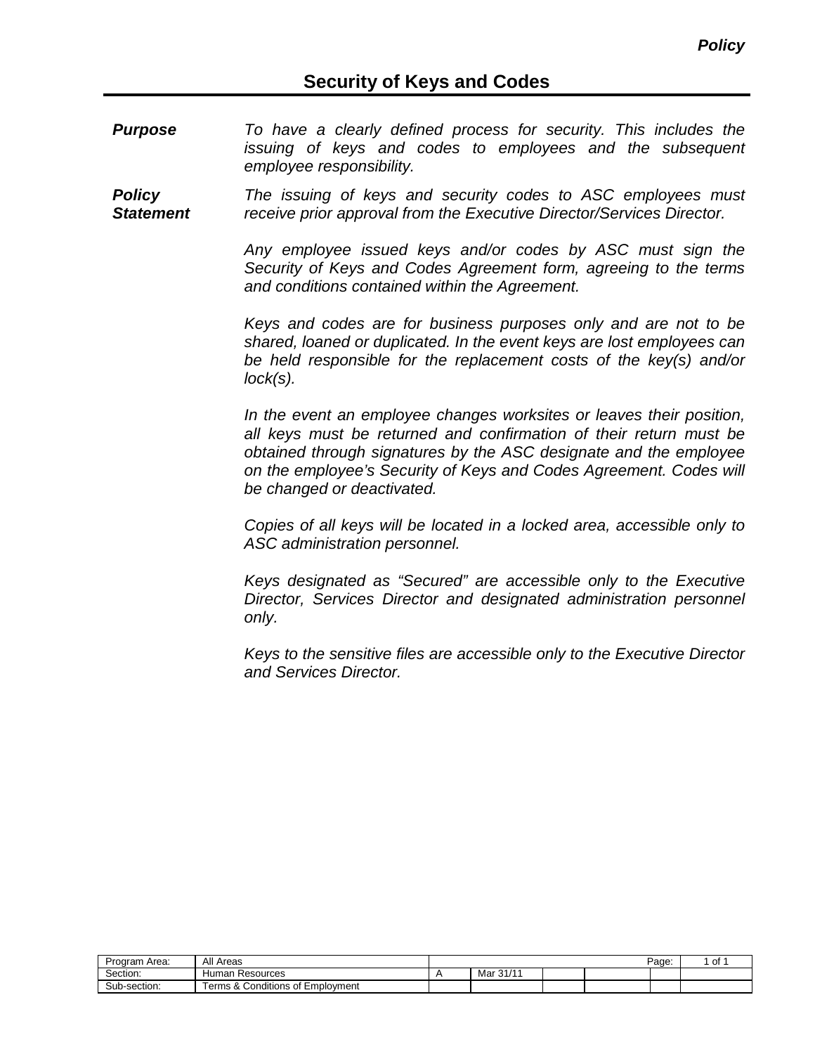# Security of Keys and Codes

***Purpose***

*To have a clearly defined process for security. This includes the issuing of keys and codes to employees and the subsequent employee responsibility.*

***Policy Statement***

*The issuing of keys and security codes to ASC employees must receive prior approval from the Executive Director/Services Director.*

*Any employee issued keys and/or codes by ASC must sign the Security of Keys and Codes Agreement form, agreeing to the terms and conditions contained within the Agreement.*

*Keys and codes are for business purposes only and are not to be shared, loaned or duplicated. In the event keys are lost employees can be held responsible for the replacement costs of the key(s) and/or lock(s).*

*In the event an employee changes worksites or leaves their position, all keys must be returned and confirmation of their return must be obtained through signatures by the ASC designate and the employee on the employee's Security of Keys and Codes Agreement. Codes will be changed or deactivated.*

*Copies of all keys will be located in a locked area, accessible only to ASC administration personnel.*

*Keys designated as "Secured" are accessible only to the Executive Director, Services Director and designated administration personnel only.*

*Keys to the sensitive files are accessible only to the Executive Director and Services Director.*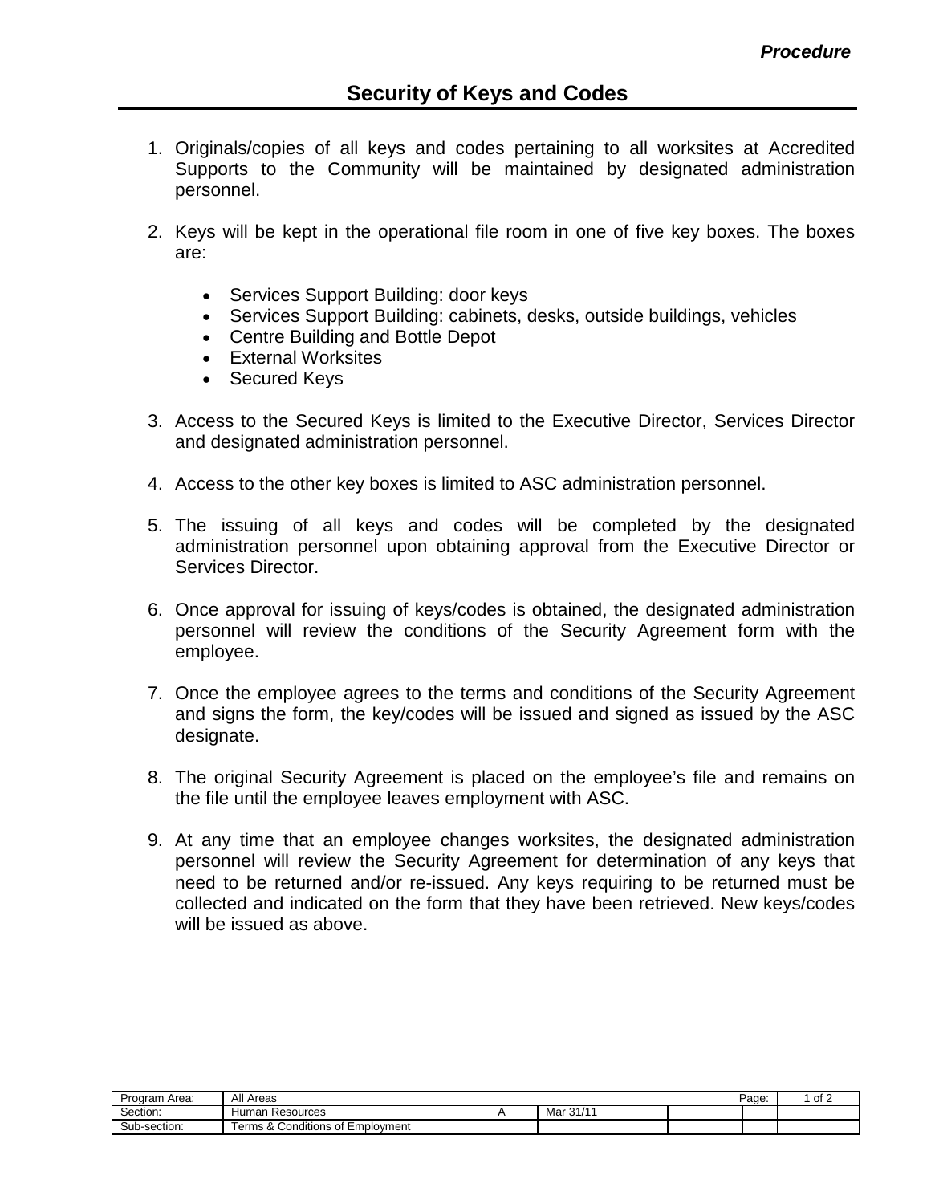***Procedure***

# Security of Keys and Codes

1. Originals/copies of all keys and codes pertaining to all worksites at Accredited Supports to the Community will be maintained by designated administration personnel.

2. Keys will be kept in the operational file room in one of five key boxes. The boxes are:

    - Services Support Building: door keys
    - Services Support Building: cabinets, desks, outside buildings, vehicles
    - Centre Building and Bottle Depot
    - External Worksites
    - Secured Keys

3. Access to the Secured Keys is limited to the Executive Director, Services Director and designated administration personnel.

4. Access to the other key boxes is limited to ASC administration personnel.

5. The issuing of all keys and codes will be completed by the designated administration personnel upon obtaining approval from the Executive Director or Services Director.

6. Once approval for issuing of keys/codes is obtained, the designated administration personnel will review the conditions of the Security Agreement form with the employee.

7. Once the employee agrees to the terms and conditions of the Security Agreement and signs the form, the key/codes will be issued and signed as issued by the ASC designate.

8. The original Security Agreement is placed on the employee's file and remains on the file until the employee leaves employment with ASC.

9. At any time that an employee changes worksites, the designated administration personnel will review the Security Agreement for determination of any keys that need to be returned and/or re-issued. Any keys requiring to be returned must be collected and indicated on the form that they have been retrieved. New keys/codes will be issued as above.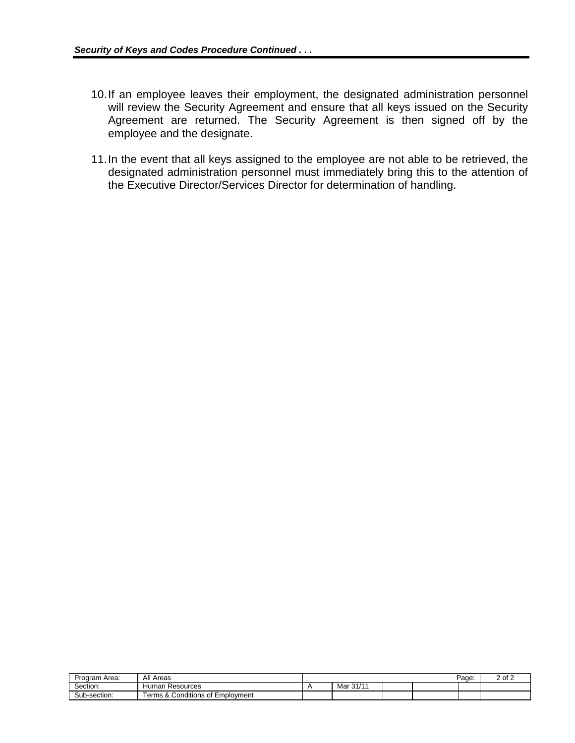10. If an employee leaves their employment, the designated administration personnel will review the Security Agreement and ensure that all keys issued on the Security Agreement are returned. The Security Agreement is then signed off by the employee and the designate.

11. In the event that all keys assigned to the employee are not able to be retrieved, the designated administration personnel must immediately bring this to the attention of the Executive Director/Services Director for determination of handling.